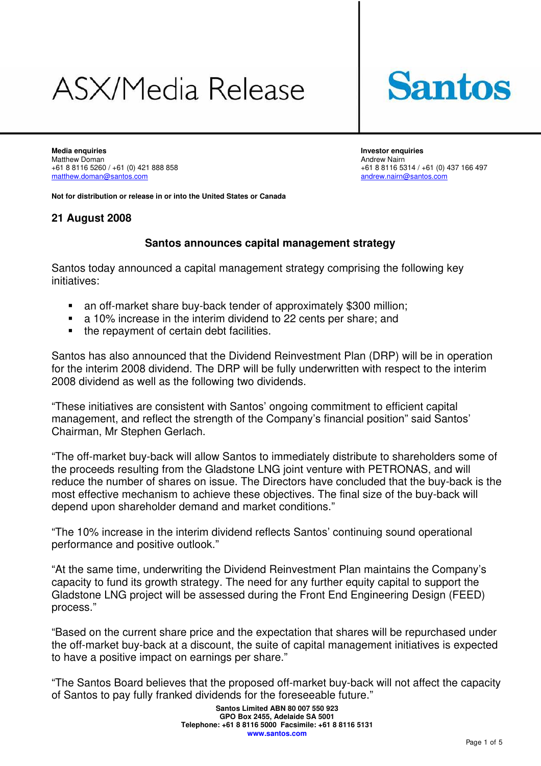# ASX/Media Release

**Santos**

**Media enquiries**
Matthew Doman
+61 8 8116 5260 / +61 (0) 421 888 858
matthew.doman@santos.com

**Investor enquiries**
Andrew Nairn
+61 8 8116 5314 / +61 (0) 437 166 497
andrew.nairn@santos.com

**Not for distribution or release in or into the United States or Canada**

**21 August 2008**

## Santos announces capital management strategy

Santos today announced a capital management strategy comprising the following key initiatives:

- an off-market share buy-back tender of approximately $300 million;
- a 10% increase in the interim dividend to 22 cents per share; and
- the repayment of certain debt facilities.

Santos has also announced that the Dividend Reinvestment Plan (DRP) will be in operation for the interim 2008 dividend. The DRP will be fully underwritten with respect to the interim 2008 dividend as well as the following two dividends.

"These initiatives are consistent with Santos' ongoing commitment to efficient capital management, and reflect the strength of the Company's financial position" said Santos' Chairman, Mr Stephen Gerlach.

"The off-market buy-back will allow Santos to immediately distribute to shareholders some of the proceeds resulting from the Gladstone LNG joint venture with PETRONAS, and will reduce the number of shares on issue. The Directors have concluded that the buy-back is the most effective mechanism to achieve these objectives. The final size of the buy-back will depend upon shareholder demand and market conditions."

"The 10% increase in the interim dividend reflects Santos' continuing sound operational performance and positive outlook."

"At the same time, underwriting the Dividend Reinvestment Plan maintains the Company's capacity to fund its growth strategy. The need for any further equity capital to support the Gladstone LNG project will be assessed during the Front End Engineering Design (FEED) process."

"Based on the current share price and the expectation that shares will be repurchased under the off-market buy-back at a discount, the suite of capital management initiatives is expected to have a positive impact on earnings per share."

"The Santos Board believes that the proposed off-market buy-back will not affect the capacity of Santos to pay fully franked dividends for the foreseeable future."

**Santos Limited ABN 80 007 550 923**
**GPO Box 2455, Adelaide SA 5001**
**Telephone: +61 8 8116 5000 Facsimile: +61 8 8116 5131**
**www.santos.com**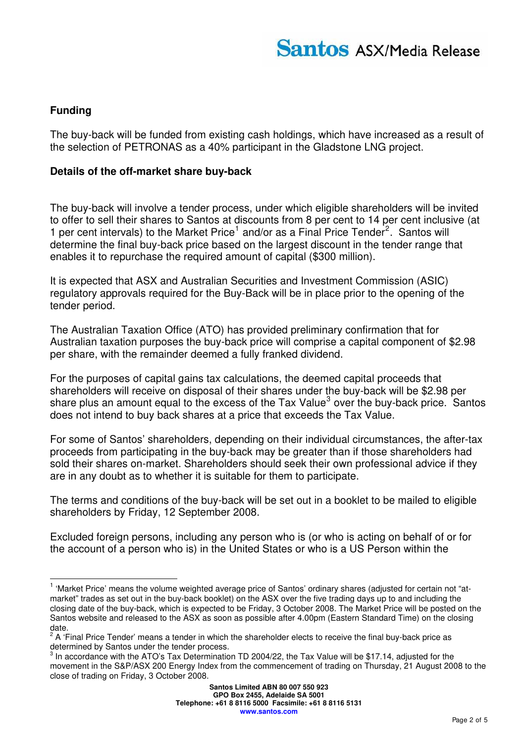## Funding

The buy-back will be funded from existing cash holdings, which have increased as a result of the selection of PETRONAS as a 40% participant in the Gladstone LNG project.

## Details of the off-market share buy-back

The buy-back will involve a tender process, under which eligible shareholders will be invited to offer to sell their shares to Santos at discounts from 8 per cent to 14 per cent inclusive (at 1 per cent intervals) to the Market Price[1] and/or as a Final Price Tender[2]. Santos will determine the final buy-back price based on the largest discount in the tender range that enables it to repurchase the required amount of capital ($300 million).

It is expected that ASX and Australian Securities and Investment Commission (ASIC) regulatory approvals required for the Buy-Back will be in place prior to the opening of the tender period.

The Australian Taxation Office (ATO) has provided preliminary confirmation that for Australian taxation purposes the buy-back price will comprise a capital component of $2.98 per share, with the remainder deemed a fully franked dividend.

For the purposes of capital gains tax calculations, the deemed capital proceeds that shareholders will receive on disposal of their shares under the buy-back will be $2.98 per share plus an amount equal to the excess of the Tax Value[3] over the buy-back price. Santos does not intend to buy back shares at a price that exceeds the Tax Value.

For some of Santos' shareholders, depending on their individual circumstances, the after-tax proceeds from participating in the buy-back may be greater than if those shareholders had sold their shares on-market. Shareholders should seek their own professional advice if they are in any doubt as to whether it is suitable for them to participate.

The terms and conditions of the buy-back will be set out in a booklet to be mailed to eligible shareholders by Friday, 12 September 2008.

Excluded foreign persons, including any person who is (or who is acting on behalf of or for the account of a person who is) in the United States or who is a US Person within the

---

[1] 'Market Price' means the volume weighted average price of Santos' ordinary shares (adjusted for certain not "at-market" trades as set out in the buy-back booklet) on the ASX over the five trading days up to and including the closing date of the buy-back, which is expected to be Friday, 3 October 2008. The Market Price will be posted on the Santos website and released to the ASX as soon as possible after 4.00pm (Eastern Standard Time) on the closing date.

[2] A 'Final Price Tender' means a tender in which the shareholder elects to receive the final buy-back price as determined by Santos under the tender process.

[3] In accordance with the ATO's Tax Determination TD 2004/22, the Tax Value will be $17.14, adjusted for the movement in the S&P/ASX 200 Energy Index from the commencement of trading on Thursday, 21 August 2008 to the close of trading on Friday, 3 October 2008.

**Santos Limited ABN 80 007 550 923**
**GPO Box 2455, Adelaide SA 5001**
**Telephone: +61 8 8116 5000 Facsimile: +61 8 8116 5131**
**www.santos.com**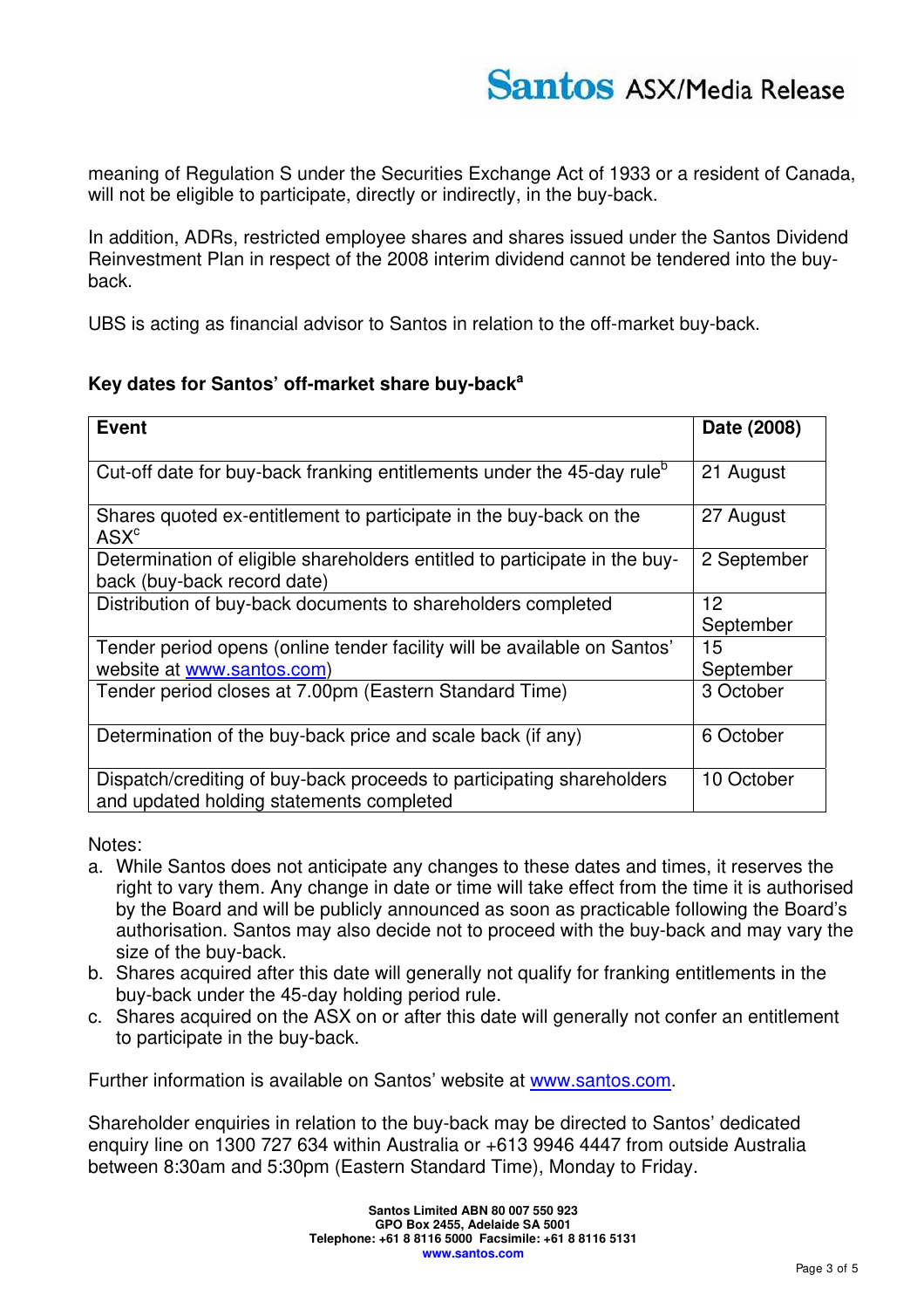meaning of Regulation S under the Securities Exchange Act of 1933 or a resident of Canada, will not be eligible to participate, directly or indirectly, in the buy-back.

In addition, ADRs, restricted employee shares and shares issued under the Santos Dividend Reinvestment Plan in respect of the 2008 interim dividend cannot be tendered into the buy-back.

UBS is acting as financial advisor to Santos in relation to the off-market buy-back.

**Key dates for Santos' off-market share buy-back[a]**

| Event | Date (2008) |
|---|---|
| Cut-off date for buy-back franking entitlements under the 45-day rule[b] | 21 August |
| Shares quoted ex-entitlement to participate in the buy-back on the ASX[c] | 27 August |
| Determination of eligible shareholders entitled to participate in the buy-back (buy-back record date) | 2 September |
| Distribution of buy-back documents to shareholders completed | 12 September |
| Tender period opens (online tender facility will be available on Santos' website at www.santos.com) | 15 September |
| Tender period closes at 7.00pm (Eastern Standard Time) | 3 October |
| Determination of the buy-back price and scale back (if any) | 6 October |
| Dispatch/crediting of buy-back proceeds to participating shareholders and updated holding statements completed | 10 October |

Notes:

a. While Santos does not anticipate any changes to these dates and times, it reserves the right to vary them. Any change in date or time will take effect from the time it is authorised by the Board and will be publicly announced as soon as practicable following the Board's authorisation. Santos may also decide not to proceed with the buy-back and may vary the size of the buy-back.
b. Shares acquired after this date will generally not qualify for franking entitlements in the buy-back under the 45-day holding period rule.
c. Shares acquired on the ASX on or after this date will generally not confer an entitlement to participate in the buy-back.

Further information is available on Santos' website at www.santos.com.

Shareholder enquiries in relation to the buy-back may be directed to Santos' dedicated enquiry line on 1300 727 634 within Australia or +613 9946 4447 from outside Australia between 8:30am and 5:30pm (Eastern Standard Time), Monday to Friday.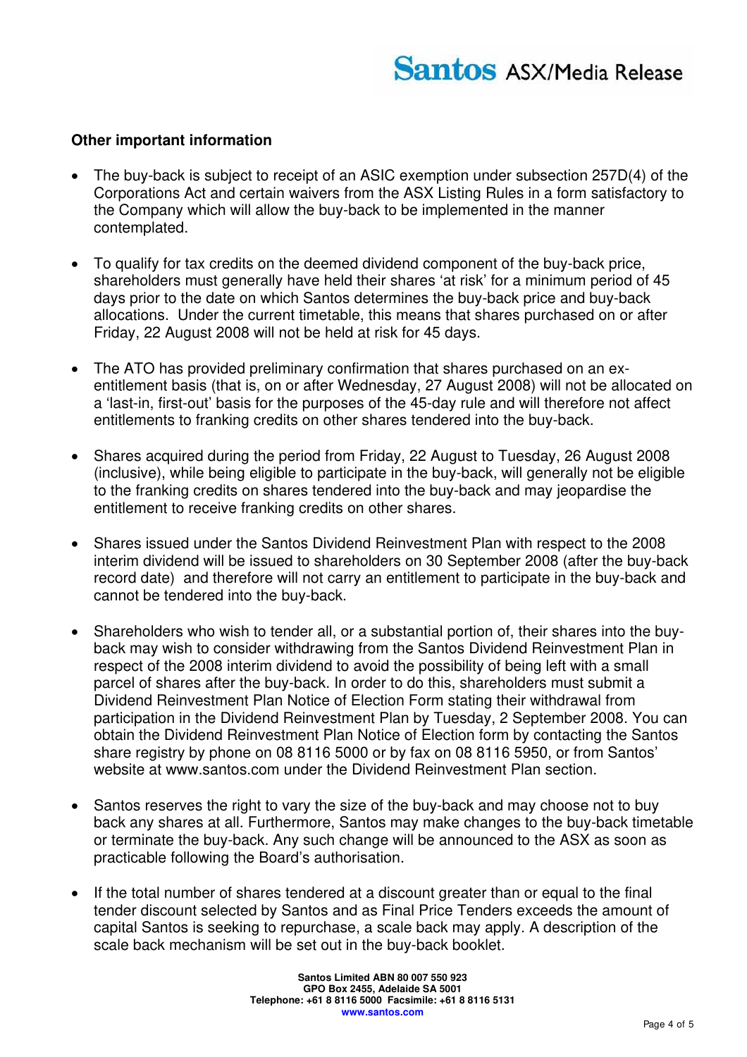**Other important information**

- The buy-back is subject to receipt of an ASIC exemption under subsection 257D(4) of the Corporations Act and certain waivers from the ASX Listing Rules in a form satisfactory to the Company which will allow the buy-back to be implemented in the manner contemplated.

- To qualify for tax credits on the deemed dividend component of the buy-back price, shareholders must generally have held their shares 'at risk' for a minimum period of 45 days prior to the date on which Santos determines the buy-back price and buy-back allocations. Under the current timetable, this means that shares purchased on or after Friday, 22 August 2008 will not be held at risk for 45 days.

- The ATO has provided preliminary confirmation that shares purchased on an ex-entitlement basis (that is, on or after Wednesday, 27 August 2008) will not be allocated on a 'last-in, first-out' basis for the purposes of the 45-day rule and will therefore not affect entitlements to franking credits on other shares tendered into the buy-back.

- Shares acquired during the period from Friday, 22 August to Tuesday, 26 August 2008 (inclusive), while being eligible to participate in the buy-back, will generally not be eligible to the franking credits on shares tendered into the buy-back and may jeopardise the entitlement to receive franking credits on other shares.

- Shares issued under the Santos Dividend Reinvestment Plan with respect to the 2008 interim dividend will be issued to shareholders on 30 September 2008 (after the buy-back record date) and therefore will not carry an entitlement to participate in the buy-back and cannot be tendered into the buy-back.

- Shareholders who wish to tender all, or a substantial portion of, their shares into the buy-back may wish to consider withdrawing from the Santos Dividend Reinvestment Plan in respect of the 2008 interim dividend to avoid the possibility of being left with a small parcel of shares after the buy-back. In order to do this, shareholders must submit a Dividend Reinvestment Plan Notice of Election Form stating their withdrawal from participation in the Dividend Reinvestment Plan by Tuesday, 2 September 2008. You can obtain the Dividend Reinvestment Plan Notice of Election form by contacting the Santos share registry by phone on 08 8116 5000 or by fax on 08 8116 5950, or from Santos' website at www.santos.com under the Dividend Reinvestment Plan section.

- Santos reserves the right to vary the size of the buy-back and may choose not to buy back any shares at all. Furthermore, Santos may make changes to the buy-back timetable or terminate the buy-back. Any such change will be announced to the ASX as soon as practicable following the Board's authorisation.

- If the total number of shares tendered at a discount greater than or equal to the final tender discount selected by Santos and as Final Price Tenders exceeds the amount of capital Santos is seeking to repurchase, a scale back may apply. A description of the scale back mechanism will be set out in the buy-back booklet.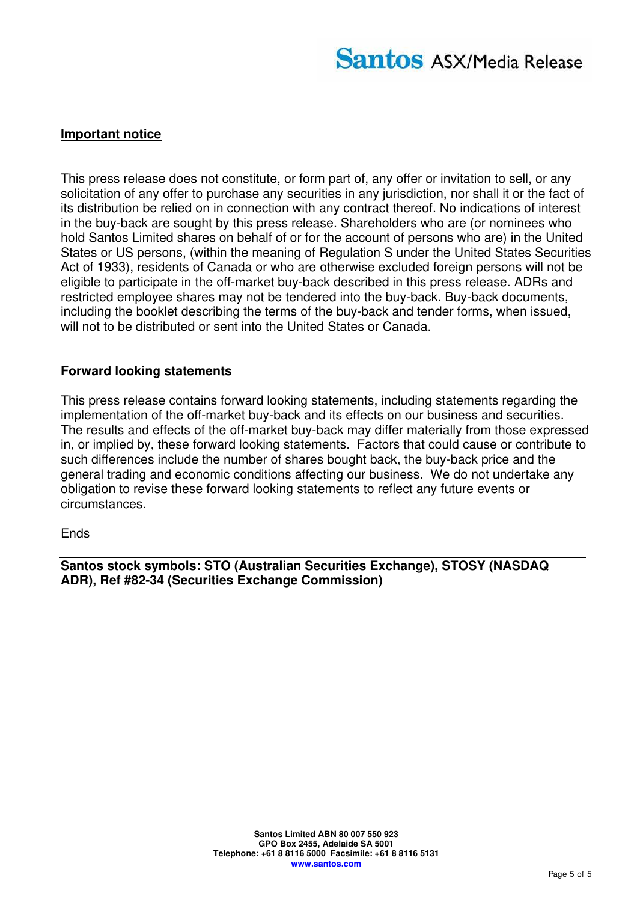## Important notice

This press release does not constitute, or form part of, any offer or invitation to sell, or any solicitation of any offer to purchase any securities in any jurisdiction, nor shall it or the fact of its distribution be relied on in connection with any contract thereof. No indications of interest in the buy-back are sought by this press release. Shareholders who are (or nominees who hold Santos Limited shares on behalf of or for the account of persons who are) in the United States or US persons, (within the meaning of Regulation S under the United States Securities Act of 1933), residents of Canada or who are otherwise excluded foreign persons will not be eligible to participate in the off-market buy-back described in this press release. ADRs and restricted employee shares may not be tendered into the buy-back. Buy-back documents, including the booklet describing the terms of the buy-back and tender forms, when issued, will not to be distributed or sent into the United States or Canada.

## Forward looking statements

This press release contains forward looking statements, including statements regarding the implementation of the off-market buy-back and its effects on our business and securities. The results and effects of the off-market buy-back may differ materially from those expressed in, or implied by, these forward looking statements. Factors that could cause or contribute to such differences include the number of shares bought back, the buy-back price and the general trading and economic conditions affecting our business. We do not undertake any obligation to revise these forward looking statements to reflect any future events or circumstances.

Ends

**Santos stock symbols: STO (Australian Securities Exchange), STOSY (NASDAQ ADR), Ref #82-34 (Securities Exchange Commission)**

Santos Limited ABN 80 007 550 923
GPO Box 2455, Adelaide SA 5001
Telephone: +61 8 8116 5000 Facsimile: +61 8 8116 5131
www.santos.com